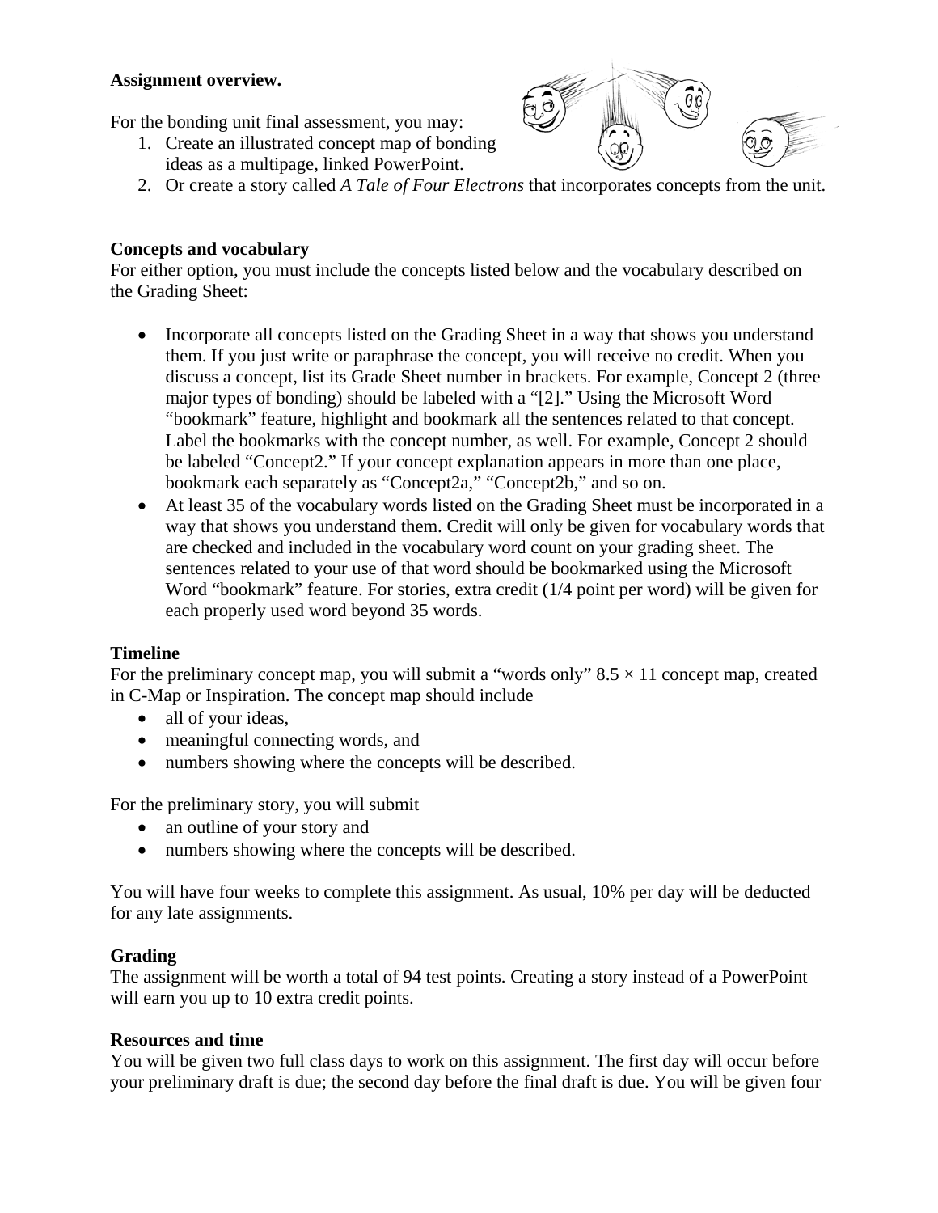**Assignment overview.**

For the bonding unit final assessment, you may:

1. Create an illustrated concept map of bonding ideas as a multipage, linked PowerPoint.
2. Or create a story called *A Tale of Four Electrons* that incorporates concepts from the unit.

**Concepts and vocabulary**

For either option, you must include the concepts listed below and the vocabulary described on the Grading Sheet:

- Incorporate all concepts listed on the Grading Sheet in a way that shows you understand them. If you just write or paraphrase the concept, you will receive no credit. When you discuss a concept, list its Grade Sheet number in brackets. For example, Concept 2 (three major types of bonding) should be labeled with a "[2]." Using the Microsoft Word "bookmark" feature, highlight and bookmark all the sentences related to that concept. Label the bookmarks with the concept number, as well. For example, Concept 2 should be labeled "Concept2." If your concept explanation appears in more than one place, bookmark each separately as "Concept2a," "Concept2b," and so on.
- At least 35 of the vocabulary words listed on the Grading Sheet must be incorporated in a way that shows you understand them. Credit will only be given for vocabulary words that are checked and included in the vocabulary word count on your grading sheet. The sentences related to your use of that word should be bookmarked using the Microsoft Word "bookmark" feature. For stories, extra credit (1/4 point per word) will be given for each properly used word beyond 35 words.

**Timeline**

For the preliminary concept map, you will submit a "words only" 8.5 × 11 concept map, created in C-Map or Inspiration. The concept map should include

- all of your ideas,
- meaningful connecting words, and
- numbers showing where the concepts will be described.

For the preliminary story, you will submit

- an outline of your story and
- numbers showing where the concepts will be described.

You will have four weeks to complete this assignment. As usual, 10% per day will be deducted for any late assignments.

**Grading**

The assignment will be worth a total of 94 test points. Creating a story instead of a PowerPoint will earn you up to 10 extra credit points.

**Resources and time**

You will be given two full class days to work on this assignment. The first day will occur before your preliminary draft is due; the second day before the final draft is due. You will be given four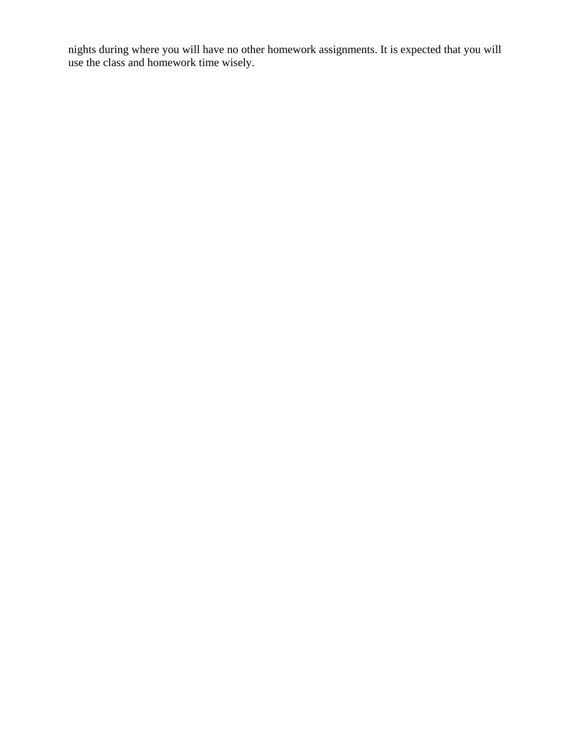nights during where you will have no other homework assignments. It is expected that you will use the class and homework time wisely.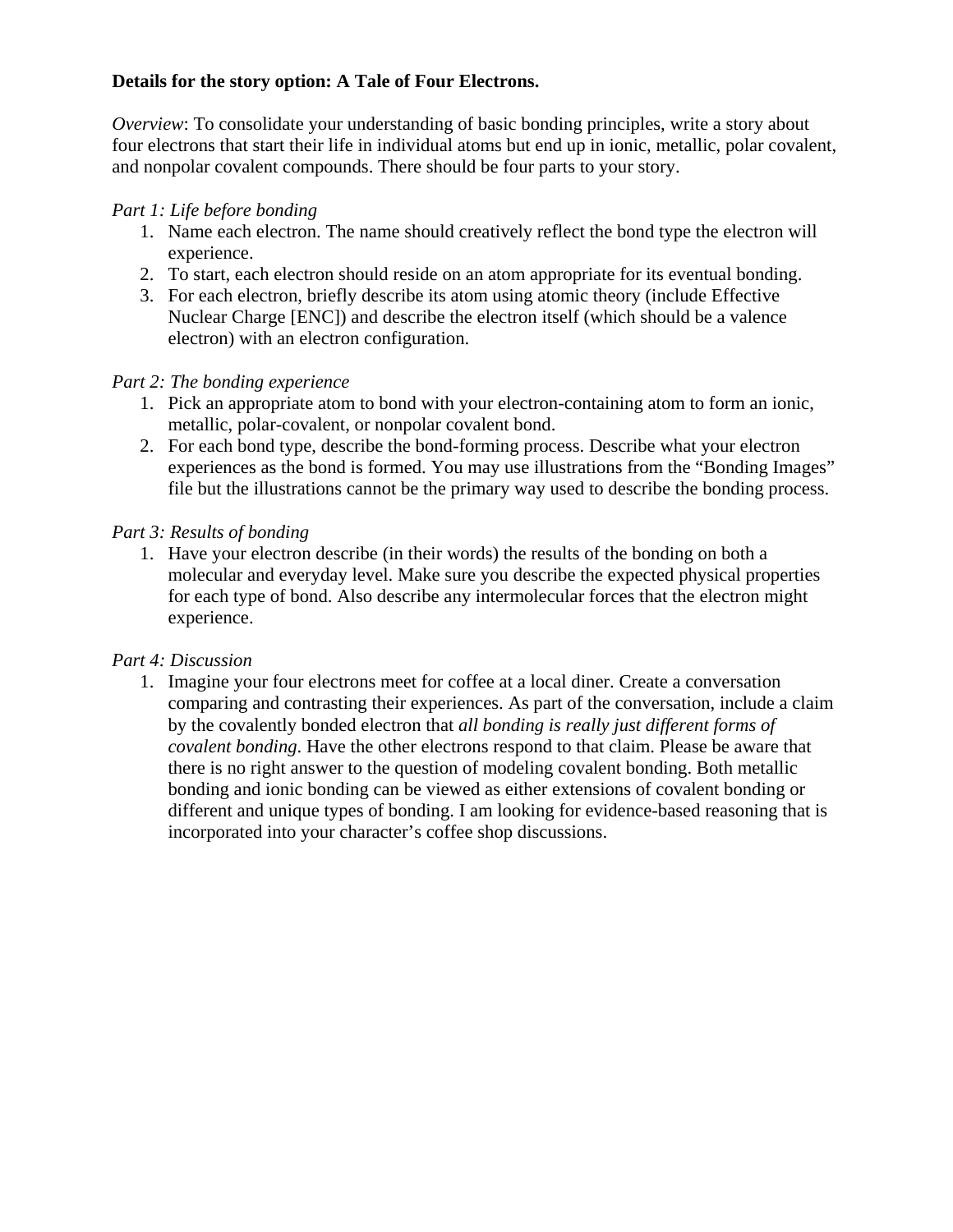**Details for the story option: A Tale of Four Electrons.**

*Overview*: To consolidate your understanding of basic bonding principles, write a story about four electrons that start their life in individual atoms but end up in ionic, metallic, polar covalent, and nonpolar covalent compounds. There should be four parts to your story.

*Part 1: Life before bonding*

1. Name each electron. The name should creatively reflect the bond type the electron will experience.
2. To start, each electron should reside on an atom appropriate for its eventual bonding.
3. For each electron, briefly describe its atom using atomic theory (include Effective Nuclear Charge [ENC]) and describe the electron itself (which should be a valence electron) with an electron configuration.

*Part 2: The bonding experience*

1. Pick an appropriate atom to bond with your electron-containing atom to form an ionic, metallic, polar-covalent, or nonpolar covalent bond.
2. For each bond type, describe the bond-forming process. Describe what your electron experiences as the bond is formed. You may use illustrations from the "Bonding Images" file but the illustrations cannot be the primary way used to describe the bonding process.

*Part 3: Results of bonding*

1. Have your electron describe (in their words) the results of the bonding on both a molecular and everyday level. Make sure you describe the expected physical properties for each type of bond. Also describe any intermolecular forces that the electron might experience.

*Part 4: Discussion*

1. Imagine your four electrons meet for coffee at a local diner. Create a conversation comparing and contrasting their experiences. As part of the conversation, include a claim by the covalently bonded electron that *all bonding is really just different forms of covalent bonding*. Have the other electrons respond to that claim. Please be aware that there is no right answer to the question of modeling covalent bonding. Both metallic bonding and ionic bonding can be viewed as either extensions of covalent bonding or different and unique types of bonding. I am looking for evidence-based reasoning that is incorporated into your character's coffee shop discussions.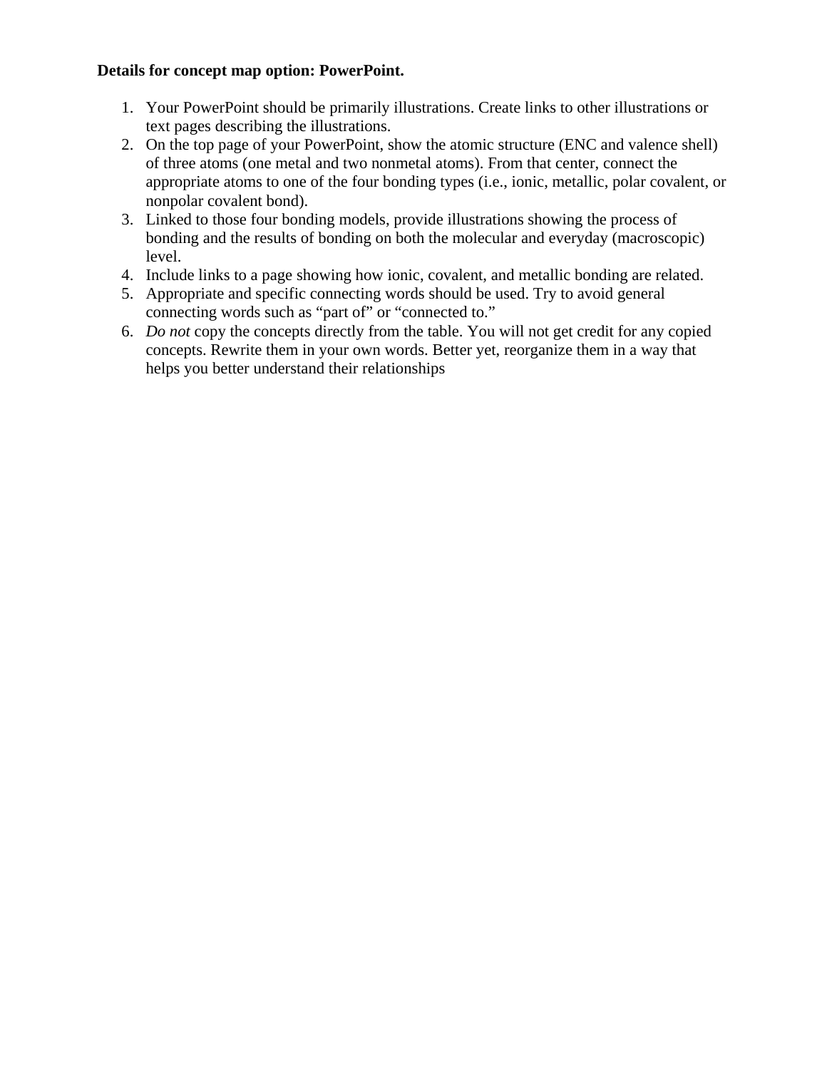**Details for concept map option: PowerPoint.**

1. Your PowerPoint should be primarily illustrations. Create links to other illustrations or text pages describing the illustrations.
2. On the top page of your PowerPoint, show the atomic structure (ENC and valence shell) of three atoms (one metal and two nonmetal atoms). From that center, connect the appropriate atoms to one of the four bonding types (i.e., ionic, metallic, polar covalent, or nonpolar covalent bond).
3. Linked to those four bonding models, provide illustrations showing the process of bonding and the results of bonding on both the molecular and everyday (macroscopic) level.
4. Include links to a page showing how ionic, covalent, and metallic bonding are related.
5. Appropriate and specific connecting words should be used. Try to avoid general connecting words such as "part of" or "connected to."
6. *Do not* copy the concepts directly from the table. You will not get credit for any copied concepts. Rewrite them in your own words. Better yet, reorganize them in a way that helps you better understand their relationships